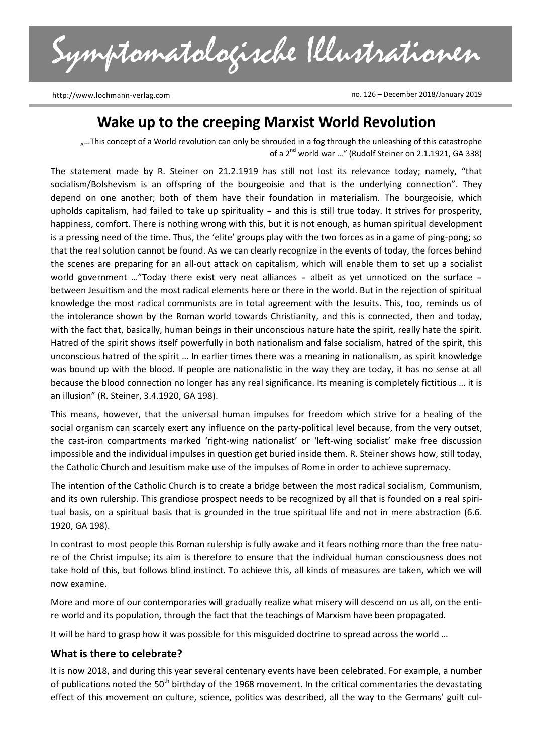# Symptomatologische Illustrationen

http://www.lochmann-verlag.com

no. 126 – December 2018/January 2019

## Wake up to the creeping Marxist World Revolution

„…This concept of a World revolution can only be shrouded in a fog through the unleashing of this catastrophe of a 2nd world war …" (Rudolf Steiner on 2.1.1921, GA 338)

The statement made by R. Steiner on 21.2.1919 has still not lost its relevance today; namely, "that socialism/Bolshevism is an offspring of the bourgeoisie and that is the underlying connection". They depend on one another; both of them have their foundation in materialism. The bourgeoisie, which upholds capitalism, had failed to take up spirituality – and this is still true today. It strives for prosperity, happiness, comfort. There is nothing wrong with this, but it is not enough, as human spiritual development is a pressing need of the time. Thus, the 'elite' groups play with the two forces as in a game of ping-pong; so that the real solution cannot be found. As we can clearly recognize in the events of today, the forces behind the scenes are preparing for an all-out attack on capitalism, which will enable them to set up a socialist world government …"Today there exist very neat alliances – albeit as yet unnoticed on the surface – between Jesuitism and the most radical elements here or there in the world. But in the rejection of spiritual knowledge the most radical communists are in total agreement with the Jesuits. This, too, reminds us of the intolerance shown by the Roman world towards Christianity, and this is connected, then and today, with the fact that, basically, human beings in their unconscious nature hate the spirit, really hate the spirit. Hatred of the spirit shows itself powerfully in both nationalism and false socialism, hatred of the spirit, this unconscious hatred of the spirit … In earlier times there was a meaning in nationalism, as spirit knowledge was bound up with the blood. If people are nationalistic in the way they are today, it has no sense at all because the blood connection no longer has any real significance. Its meaning is completely fictitious … it is an illusion" (R. Steiner, 3.4.1920, GA 198).

This means, however, that the universal human impulses for freedom which strive for a healing of the social organism can scarcely exert any influence on the party-political level because, from the very outset, the cast-iron compartments marked 'right-wing nationalist' or 'left-wing socialist' make free discussion impossible and the individual impulses in question get buried inside them. R. Steiner shows how, still today, the Catholic Church and Jesuitism make use of the impulses of Rome in order to achieve supremacy.

The intention of the Catholic Church is to create a bridge between the most radical socialism, Communism, and its own rulership. This grandiose prospect needs to be recognized by all that is founded on a real spiritual basis, on a spiritual basis that is grounded in the true spiritual life and not in mere abstraction (6.6. 1920, GA 198).

In contrast to most people this Roman rulership is fully awake and it fears nothing more than the free nature of the Christ impulse; its aim is therefore to ensure that the individual human consciousness does not take hold of this, but follows blind instinct. To achieve this, all kinds of measures are taken, which we will now examine.

More and more of our contemporaries will gradually realize what misery will descend on us all, on the entire world and its population, through the fact that the teachings of Marxism have been propagated.

It will be hard to grasp how it was possible for this misguided doctrine to spread across the world …

### What is there to celebrate?

It is now 2018, and during this year several centenary events have been celebrated. For example, a number of publications noted the 50th birthday of the 1968 movement. In the critical commentaries the devastating effect of this movement on culture, science, politics was described, all the way to the Germans' guilt cul-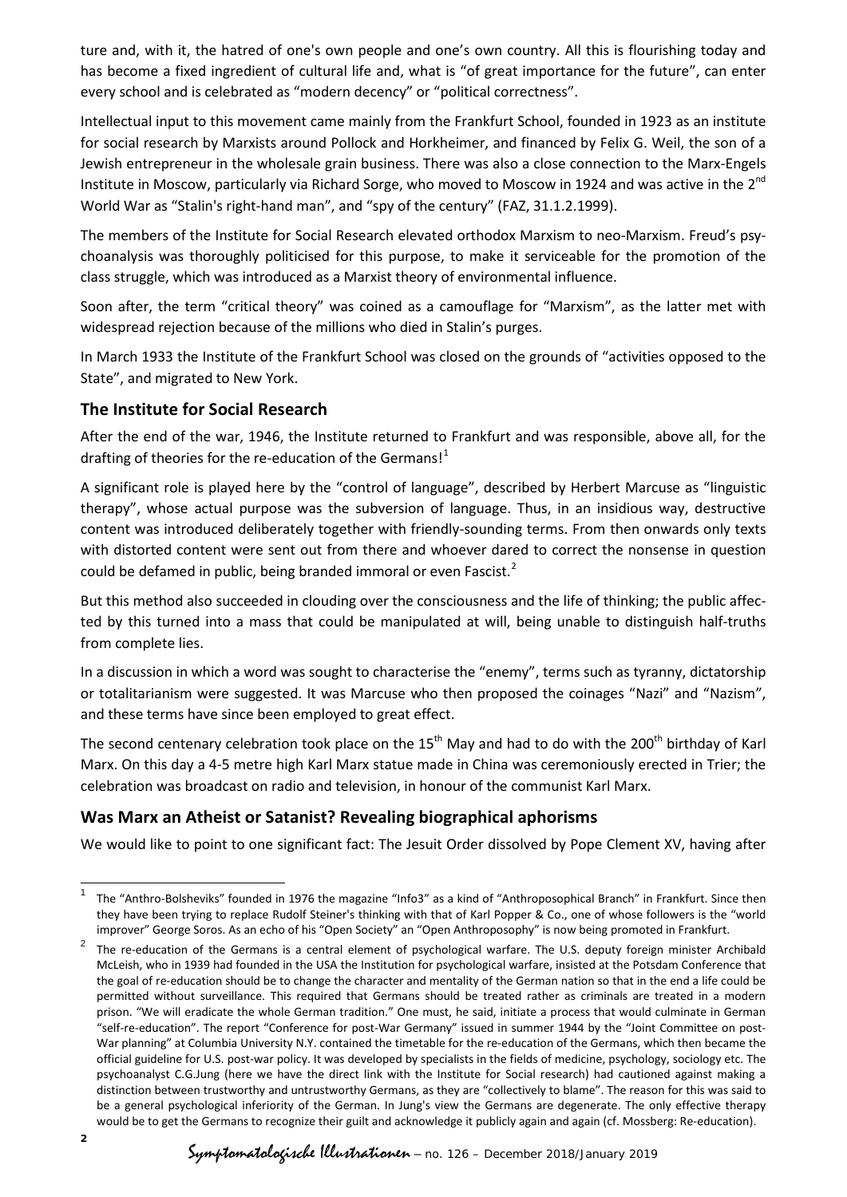ture and, with it, the hatred of one's own people and one's own country. All this is flourishing today and has become a fixed ingredient of cultural life and, what is "of great importance for the future", can enter every school and is celebrated as "modern decency" or "political correctness".

Intellectual input to this movement came mainly from the Frankfurt School, founded in 1923 as an institute for social research by Marxists around Pollock and Horkheimer, and financed by Felix G. Weil, the son of a Jewish entrepreneur in the wholesale grain business. There was also a close connection to the Marx-Engels Institute in Moscow, particularly via Richard Sorge, who moved to Moscow in 1924 and was active in the 2nd World War as "Stalin's right-hand man", and "spy of the century" (FAZ, 31.1.2.1999).

The members of the Institute for Social Research elevated orthodox Marxism to neo-Marxism. Freud's psychoanalysis was thoroughly politicised for this purpose, to make it serviceable for the promotion of the class struggle, which was introduced as a Marxist theory of environmental influence.

Soon after, the term "critical theory" was coined as a camouflage for "Marxism", as the latter met with widespread rejection because of the millions who died in Stalin's purges.

In March 1933 the Institute of the Frankfurt School was closed on the grounds of "activities opposed to the State", and migrated to New York.

## The Institute for Social Research

After the end of the war, 1946, the Institute returned to Frankfurt and was responsible, above all, for the drafting of theories for the re-education of the Germans![1]

A significant role is played here by the "control of language", described by Herbert Marcuse as "linguistic therapy", whose actual purpose was the subversion of language. Thus, in an insidious way, destructive content was introduced deliberately together with friendly-sounding terms. From then onwards only texts with distorted content were sent out from there and whoever dared to correct the nonsense in question could be defamed in public, being branded immoral or even Fascist.[2]

But this method also succeeded in clouding over the consciousness and the life of thinking; the public affected by this turned into a mass that could be manipulated at will, being unable to distinguish half-truths from complete lies.

In a discussion in which a word was sought to characterise the "enemy", terms such as tyranny, dictatorship or totalitarianism were suggested. It was Marcuse who then proposed the coinages "Nazi" and "Nazism", and these terms have since been employed to great effect.

The second centenary celebration took place on the 15th May and had to do with the 200th birthday of Karl Marx. On this day a 4-5 metre high Karl Marx statue made in China was ceremoniously erected in Trier; the celebration was broadcast on radio and television, in honour of the communist Karl Marx.

## Was Marx an Atheist or Satanist? Revealing biographical aphorisms

We would like to point to one significant fact: The Jesuit Order dissolved by Pope Clement XV, having after

---

[1] The "Anthro-Bolsheviks" founded in 1976 the magazine "Info3" as a kind of "Anthroposophical Branch" in Frankfurt. Since then they have been trying to replace Rudolf Steiner's thinking with that of Karl Popper & Co., one of whose followers is the "world improver" George Soros. As an echo of his "Open Society" an "Open Anthroposophy" is now being promoted in Frankfurt.

[2] The re-education of the Germans is a central element of psychological warfare. The U.S. deputy foreign minister Archibald McLeish, who in 1939 had founded in the USA the Institution for psychological warfare, insisted at the Potsdam Conference that the goal of re-education should be to change the character and mentality of the German nation so that in the end a life could be permitted without surveillance. This required that Germans should be treated rather as criminals are treated in a modern prison. "We will eradicate the whole German tradition." One must, he said, initiate a process that would culminate in German "self-re-education". The report "Conference for post-War Germany" issued in summer 1944 by the "Joint Committee on post-War planning" at Columbia University N.Y. contained the timetable for the re-education of the Germans, which then became the official guideline for U.S. post-war policy. It was developed by specialists in the fields of medicine, psychology, sociology etc. The psychoanalyst C.G.Jung (here we have the direct link with the Institute for Social research) had cautioned against making a distinction between trustworthy and untrustworthy Germans, as they are "collectively to blame". The reason for this was said to be a general psychological inferiority of the German. In Jung's view the Germans are degenerate. The only effective therapy would be to get the Germans to recognize their guilt and acknowledge it publicly again and again (cf. Mossberg: Re-education).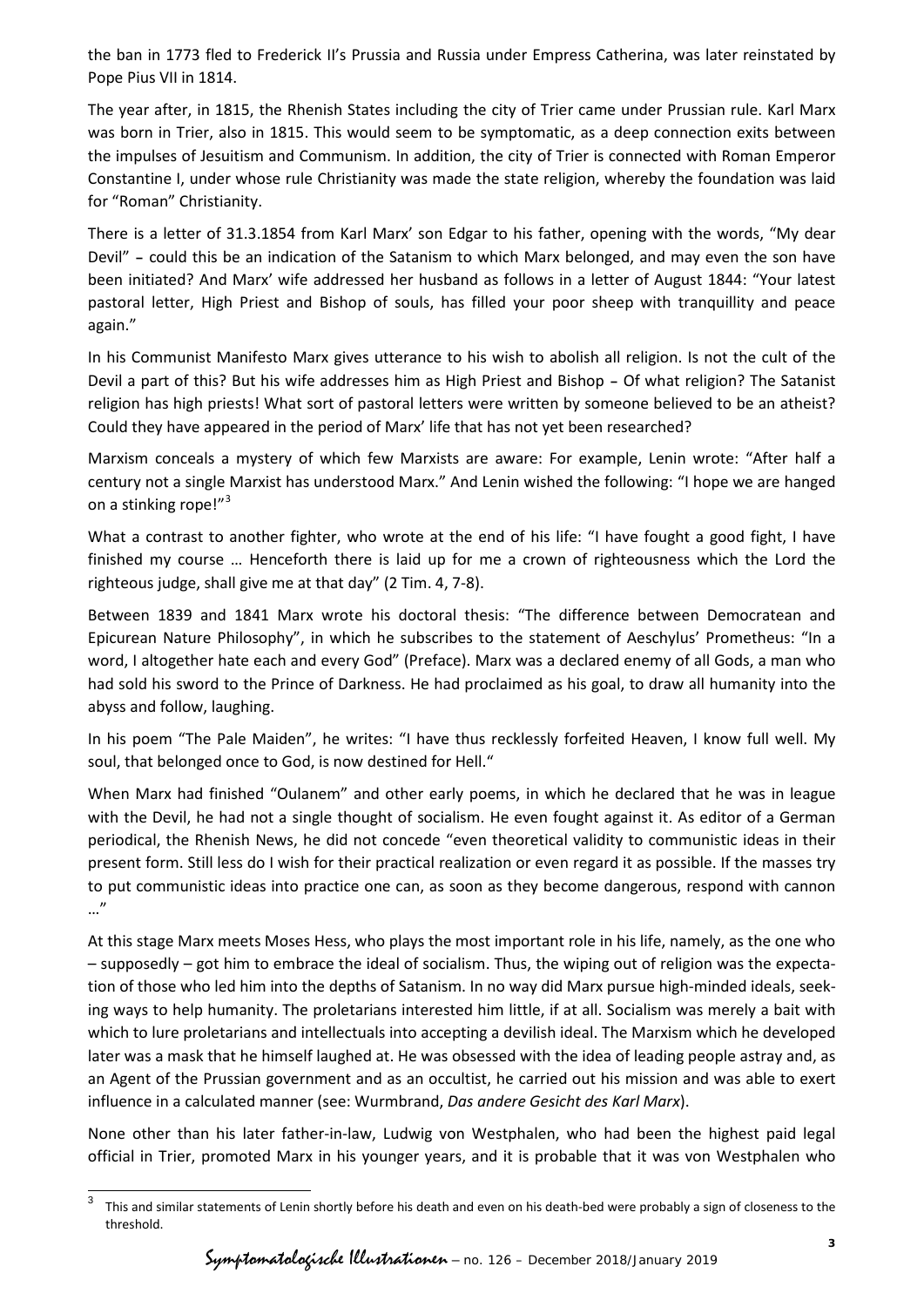the ban in 1773 fled to Frederick II's Prussia and Russia under Empress Catherina, was later reinstated by Pope Pius VII in 1814.

The year after, in 1815, the Rhenish States including the city of Trier came under Prussian rule. Karl Marx was born in Trier, also in 1815. This would seem to be symptomatic, as a deep connection exits between the impulses of Jesuitism and Communism. In addition, the city of Trier is connected with Roman Emperor Constantine I, under whose rule Christianity was made the state religion, whereby the foundation was laid for "Roman" Christianity.

There is a letter of 31.3.1854 from Karl Marx' son Edgar to his father, opening with the words, "My dear Devil" – could this be an indication of the Satanism to which Marx belonged, and may even the son have been initiated? And Marx' wife addressed her husband as follows in a letter of August 1844: "Your latest pastoral letter, High Priest and Bishop of souls, has filled your poor sheep with tranquillity and peace again."

In his Communist Manifesto Marx gives utterance to his wish to abolish all religion. Is not the cult of the Devil a part of this? But his wife addresses him as High Priest and Bishop – Of what religion? The Satanist religion has high priests! What sort of pastoral letters were written by someone believed to be an atheist? Could they have appeared in the period of Marx' life that has not yet been researched?

Marxism conceals a mystery of which few Marxists are aware: For example, Lenin wrote: "After half a century not a single Marxist has understood Marx." And Lenin wished the following: "I hope we are hanged on a stinking rope!"[3]

What a contrast to another fighter, who wrote at the end of his life: "I have fought a good fight, I have finished my course … Henceforth there is laid up for me a crown of righteousness which the Lord the righteous judge, shall give me at that day" (2 Tim. 4, 7-8).

Between 1839 and 1841 Marx wrote his doctoral thesis: "The difference between Democratean and Epicurean Nature Philosophy", in which he subscribes to the statement of Aeschylus' Prometheus: "In a word, I altogether hate each and every God" (Preface). Marx was a declared enemy of all Gods, a man who had sold his sword to the Prince of Darkness. He had proclaimed as his goal, to draw all humanity into the abyss and follow, laughing.

In his poem "The Pale Maiden", he writes: "I have thus recklessly forfeited Heaven, I know full well. My soul, that belonged once to God, is now destined for Hell."

When Marx had finished "Oulanem" and other early poems, in which he declared that he was in league with the Devil, he had not a single thought of socialism. He even fought against it. As editor of a German periodical, the Rhenish News, he did not concede "even theoretical validity to communistic ideas in their present form. Still less do I wish for their practical realization or even regard it as possible. If the masses try to put communistic ideas into practice one can, as soon as they become dangerous, respond with cannon …"

At this stage Marx meets Moses Hess, who plays the most important role in his life, namely, as the one who – supposedly – got him to embrace the ideal of socialism. Thus, the wiping out of religion was the expectation of those who led him into the depths of Satanism. In no way did Marx pursue high-minded ideals, seeking ways to help humanity. The proletarians interested him little, if at all. Socialism was merely a bait with which to lure proletarians and intellectuals into accepting a devilish ideal. The Marxism which he developed later was a mask that he himself laughed at. He was obsessed with the idea of leading people astray and, as an Agent of the Prussian government and as an occultist, he carried out his mission and was able to exert influence in a calculated manner (see: Wurmbrand, *Das andere Gesicht des Karl Marx*).

None other than his later father-in-law, Ludwig von Westphalen, who had been the highest paid legal official in Trier, promoted Marx in his younger years, and it is probable that it was von Westphalen who

[3] This and similar statements of Lenin shortly before his death and even on his death-bed were probably a sign of closeness to the threshold.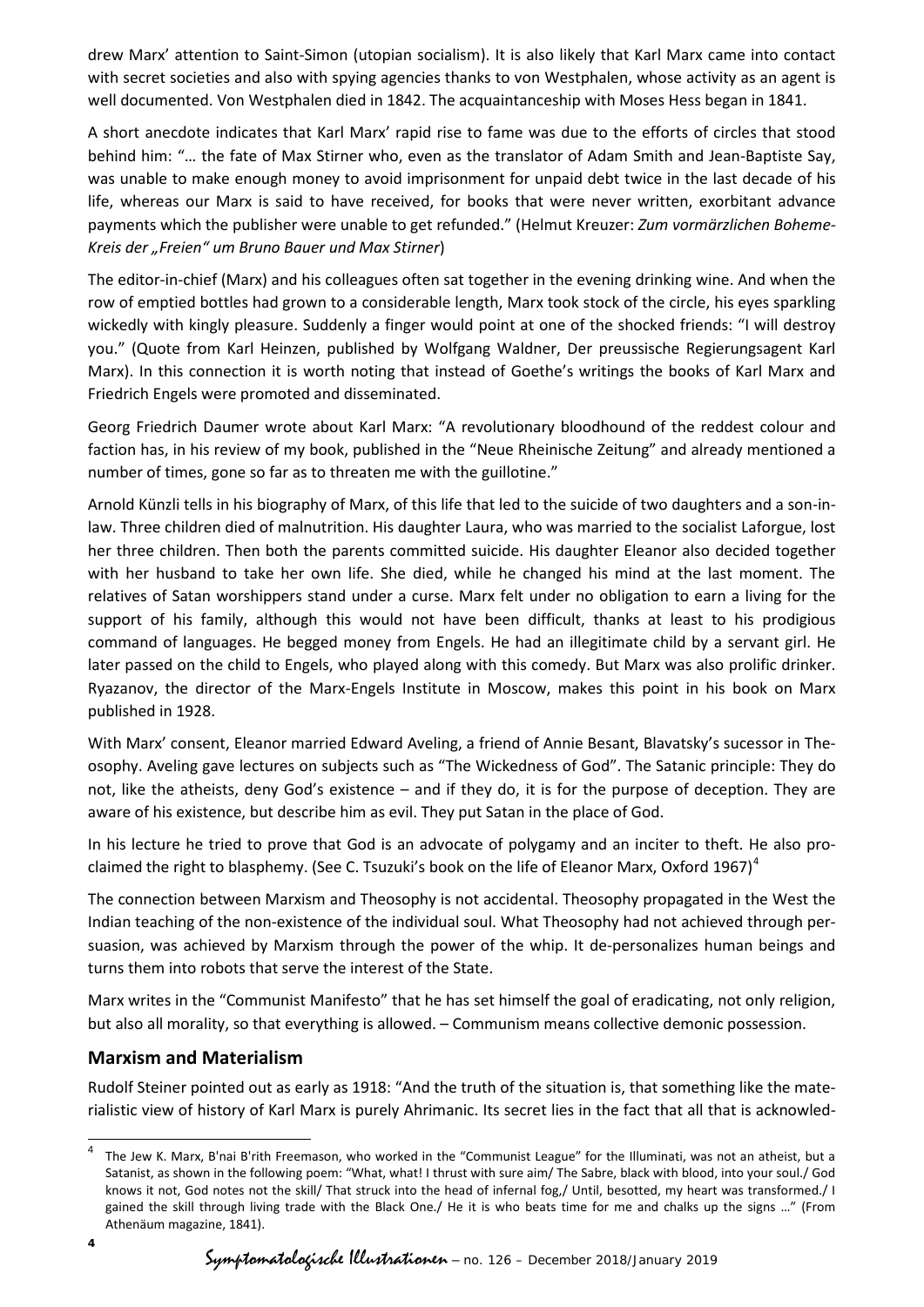drew Marx' attention to Saint-Simon (utopian socialism). It is also likely that Karl Marx came into contact with secret societies and also with spying agencies thanks to von Westphalen, whose activity as an agent is well documented. Von Westphalen died in 1842. The acquaintanceship with Moses Hess began in 1841.

A short anecdote indicates that Karl Marx' rapid rise to fame was due to the efforts of circles that stood behind him: "… the fate of Max Stirner who, even as the translator of Adam Smith and Jean-Baptiste Say, was unable to make enough money to avoid imprisonment for unpaid debt twice in the last decade of his life, whereas our Marx is said to have received, for books that were never written, exorbitant advance payments which the publisher were unable to get refunded." (Helmut Kreuzer: *Zum vormärzlichen Boheme-Kreis der „Freien" um Bruno Bauer und Max Stirner*)

The editor-in-chief (Marx) and his colleagues often sat together in the evening drinking wine. And when the row of emptied bottles had grown to a considerable length, Marx took stock of the circle, his eyes sparkling wickedly with kingly pleasure. Suddenly a finger would point at one of the shocked friends: "I will destroy you." (Quote from Karl Heinzen, published by Wolfgang Waldner, Der preussische Regierungsagent Karl Marx). In this connection it is worth noting that instead of Goethe's writings the books of Karl Marx and Friedrich Engels were promoted and disseminated.

Georg Friedrich Daumer wrote about Karl Marx: "A revolutionary bloodhound of the reddest colour and faction has, in his review of my book, published in the "Neue Rheinische Zeitung" and already mentioned a number of times, gone so far as to threaten me with the guillotine."

Arnold Künzli tells in his biography of Marx, of this life that led to the suicide of two daughters and a son-in-law. Three children died of malnutrition. His daughter Laura, who was married to the socialist Laforgue, lost her three children. Then both the parents committed suicide. His daughter Eleanor also decided together with her husband to take her own life. She died, while he changed his mind at the last moment. The relatives of Satan worshippers stand under a curse. Marx felt under no obligation to earn a living for the support of his family, although this would not have been difficult, thanks at least to his prodigious command of languages. He begged money from Engels. He had an illegitimate child by a servant girl. He later passed on the child to Engels, who played along with this comedy. But Marx was also prolific drinker. Ryazanov, the director of the Marx-Engels Institute in Moscow, makes this point in his book on Marx published in 1928.

With Marx' consent, Eleanor married Edward Aveling, a friend of Annie Besant, Blavatsky's sucessor in Theosophy. Aveling gave lectures on subjects such as "The Wickedness of God". The Satanic principle: They do not, like the atheists, deny God's existence – and if they do, it is for the purpose of deception. They are aware of his existence, but describe him as evil. They put Satan in the place of God.

In his lecture he tried to prove that God is an advocate of polygamy and an inciter to theft. He also proclaimed the right to blasphemy. (See C. Tsuzuki's book on the life of Eleanor Marx, Oxford 1967)[4]

The connection between Marxism and Theosophy is not accidental. Theosophy propagated in the West the Indian teaching of the non-existence of the individual soul. What Theosophy had not achieved through persuasion, was achieved by Marxism through the power of the whip. It de-personalizes human beings and turns them into robots that serve the interest of the State.

Marx writes in the "Communist Manifesto" that he has set himself the goal of eradicating, not only religion, but also all morality, so that everything is allowed. – Communism means collective demonic possession.

## Marxism and Materialism

Rudolf Steiner pointed out as early as 1918: "And the truth of the situation is, that something like the materialistic view of history of Karl Marx is purely Ahrimanic. Its secret lies in the fact that all that is acknowled-

---

[4] The Jew K. Marx, B'nai B'rith Freemason, who worked in the "Communist League" for the Illuminati, was not an atheist, but a Satanist, as shown in the following poem: "What, what! I thrust with sure aim/ The Sabre, black with blood, into your soul./ God knows it not, God notes not the skill/ That struck into the head of infernal fog,/ Until, besotted, my heart was transformed./ I gained the skill through living trade with the Black One./ He it is who beats time for me and chalks up the signs …" (From Athenäum magazine, 1841).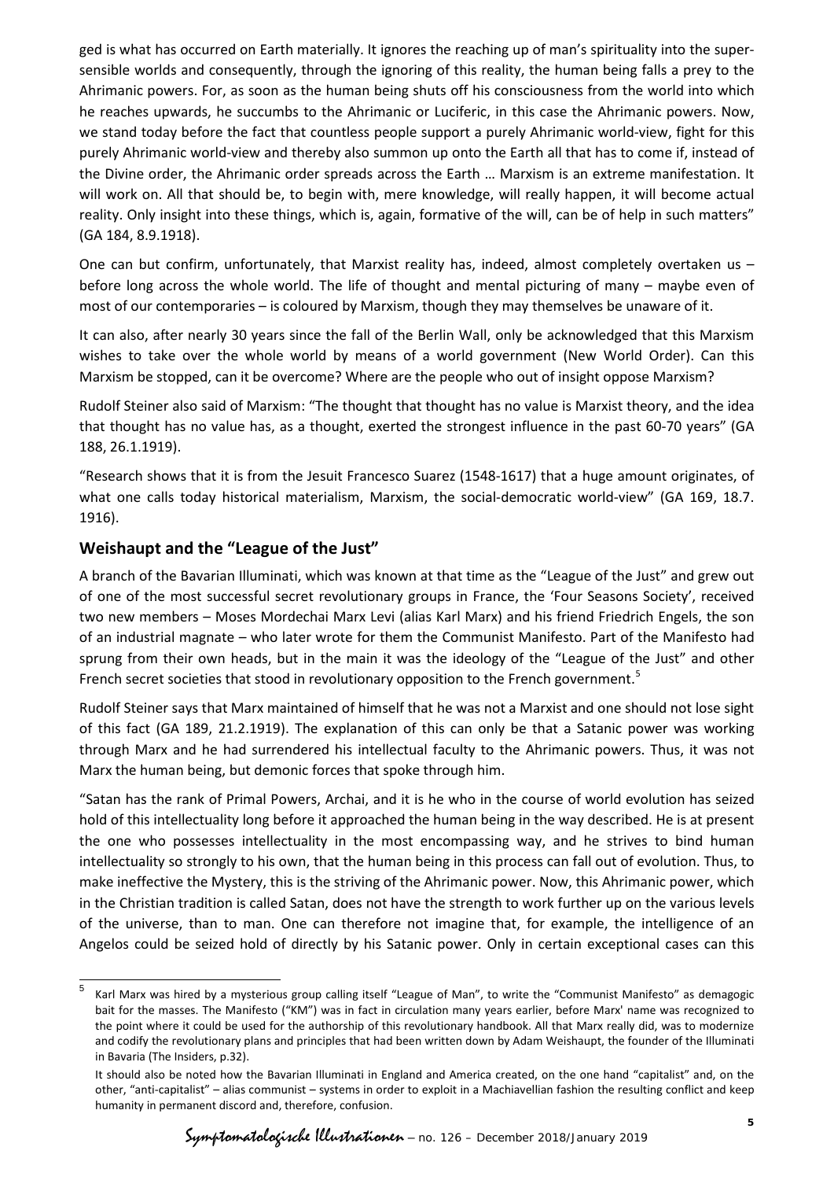ged is what has occurred on Earth materially. It ignores the reaching up of man's spirituality into the super-sensible worlds and consequently, through the ignoring of this reality, the human being falls a prey to the Ahrimanic powers. For, as soon as the human being shuts off his consciousness from the world into which he reaches upwards, he succumbs to the Ahrimanic or Luciferic, in this case the Ahrimanic powers. Now, we stand today before the fact that countless people support a purely Ahrimanic world-view, fight for this purely Ahrimanic world-view and thereby also summon up onto the Earth all that has to come if, instead of the Divine order, the Ahrimanic order spreads across the Earth … Marxism is an extreme manifestation. It will work on. All that should be, to begin with, mere knowledge, will really happen, it will become actual reality. Only insight into these things, which is, again, formative of the will, can be of help in such matters" (GA 184, 8.9.1918).

One can but confirm, unfortunately, that Marxist reality has, indeed, almost completely overtaken us – before long across the whole world. The life of thought and mental picturing of many – maybe even of most of our contemporaries – is coloured by Marxism, though they may themselves be unaware of it.

It can also, after nearly 30 years since the fall of the Berlin Wall, only be acknowledged that this Marxism wishes to take over the whole world by means of a world government (New World Order). Can this Marxism be stopped, can it be overcome? Where are the people who out of insight oppose Marxism?

Rudolf Steiner also said of Marxism: "The thought that thought has no value is Marxist theory, and the idea that thought has no value has, as a thought, exerted the strongest influence in the past 60-70 years" (GA 188, 26.1.1919).

"Research shows that it is from the Jesuit Francesco Suarez (1548-1617) that a huge amount originates, of what one calls today historical materialism, Marxism, the social-democratic world-view" (GA 169, 18.7. 1916).

## Weishaupt and the "League of the Just"

A branch of the Bavarian Illuminati, which was known at that time as the "League of the Just" and grew out of one of the most successful secret revolutionary groups in France, the 'Four Seasons Society', received two new members – Moses Mordechai Marx Levi (alias Karl Marx) and his friend Friedrich Engels, the son of an industrial magnate – who later wrote for them the Communist Manifesto. Part of the Manifesto had sprung from their own heads, but in the main it was the ideology of the "League of the Just" and other French secret societies that stood in revolutionary opposition to the French government.[5]

Rudolf Steiner says that Marx maintained of himself that he was not a Marxist and one should not lose sight of this fact (GA 189, 21.2.1919). The explanation of this can only be that a Satanic power was working through Marx and he had surrendered his intellectual faculty to the Ahrimanic powers. Thus, it was not Marx the human being, but demonic forces that spoke through him.

"Satan has the rank of Primal Powers, Archai, and it is he who in the course of world evolution has seized hold of this intellectuality long before it approached the human being in the way described. He is at present the one who possesses intellectuality in the most encompassing way, and he strives to bind human intellectuality so strongly to his own, that the human being in this process can fall out of evolution. Thus, to make ineffective the Mystery, this is the striving of the Ahrimanic power. Now, this Ahrimanic power, which in the Christian tradition is called Satan, does not have the strength to work further up on the various levels of the universe, than to man. One can therefore not imagine that, for example, the intelligence of an Angelos could be seized hold of directly by his Satanic power. Only in certain exceptional cases can this

---

[5] Karl Marx was hired by a mysterious group calling itself "League of Man", to write the "Communist Manifesto" as demagogic bait for the masses. The Manifesto ("KM") was in fact in circulation many years earlier, before Marx' name was recognized to the point where it could be used for the authorship of this revolutionary handbook. All that Marx really did, was to modernize and codify the revolutionary plans and principles that had been written down by Adam Weishaupt, the founder of the Illuminati in Bavaria (The Insiders, p.32).

It should also be noted how the Bavarian Illuminati in England and America created, on the one hand "capitalist" and, on the other, "anti-capitalist" – alias communist – systems in order to exploit in a Machiavellian fashion the resulting conflict and keep humanity in permanent discord and, therefore, confusion.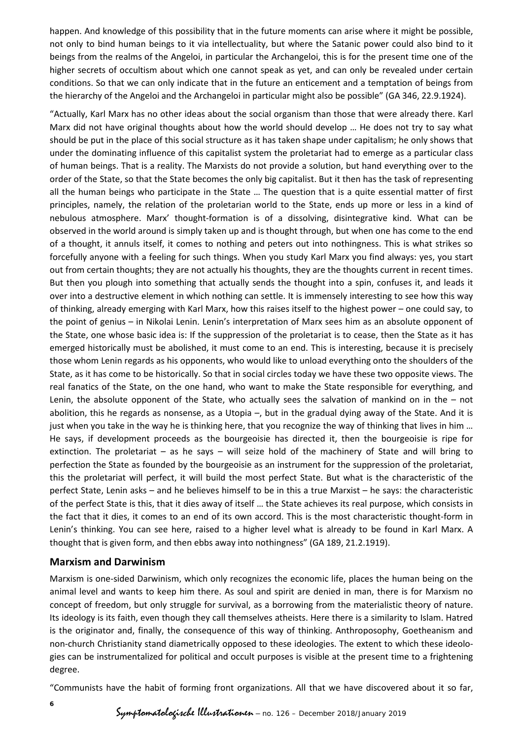happen. And knowledge of this possibility that in the future moments can arise where it might be possible, not only to bind human beings to it via intellectuality, but where the Satanic power could also bind to it beings from the realms of the Angeloi, in particular the Archangeloi, this is for the present time one of the higher secrets of occultism about which one cannot speak as yet, and can only be revealed under certain conditions. So that we can only indicate that in the future an enticement and a temptation of beings from the hierarchy of the Angeloi and the Archangeloi in particular might also be possible" (GA 346, 22.9.1924).

"Actually, Karl Marx has no other ideas about the social organism than those that were already there. Karl Marx did not have original thoughts about how the world should develop … He does not try to say what should be put in the place of this social structure as it has taken shape under capitalism; he only shows that under the dominating influence of this capitalist system the proletariat had to emerge as a particular class of human beings. That is a reality. The Marxists do not provide a solution, but hand everything over to the order of the State, so that the State becomes the only big capitalist. But it then has the task of representing all the human beings who participate in the State … The question that is a quite essential matter of first principles, namely, the relation of the proletarian world to the State, ends up more or less in a kind of nebulous atmosphere. Marx' thought-formation is of a dissolving, disintegrative kind. What can be observed in the world around is simply taken up and is thought through, but when one has come to the end of a thought, it annuls itself, it comes to nothing and peters out into nothingness. This is what strikes so forcefully anyone with a feeling for such things. When you study Karl Marx you find always: yes, you start out from certain thoughts; they are not actually his thoughts, they are the thoughts current in recent times. But then you plough into something that actually sends the thought into a spin, confuses it, and leads it over into a destructive element in which nothing can settle. It is immensely interesting to see how this way of thinking, already emerging with Karl Marx, how this raises itself to the highest power – one could say, to the point of genius – in Nikolai Lenin. Lenin's interpretation of Marx sees him as an absolute opponent of the State, one whose basic idea is: If the suppression of the proletariat is to cease, then the State as it has emerged historically must be abolished, it must come to an end. This is interesting, because it is precisely those whom Lenin regards as his opponents, who would like to unload everything onto the shoulders of the State, as it has come to be historically. So that in social circles today we have these two opposite views. The real fanatics of the State, on the one hand, who want to make the State responsible for everything, and Lenin, the absolute opponent of the State, who actually sees the salvation of mankind on in the – not abolition, this he regards as nonsense, as a Utopia –, but in the gradual dying away of the State. And it is just when you take in the way he is thinking here, that you recognize the way of thinking that lives in him … He says, if development proceeds as the bourgeoisie has directed it, then the bourgeoisie is ripe for extinction. The proletariat – as he says – will seize hold of the machinery of State and will bring to perfection the State as founded by the bourgeoisie as an instrument for the suppression of the proletariat, this the proletariat will perfect, it will build the most perfect State. But what is the characteristic of the perfect State, Lenin asks – and he believes himself to be in this a true Marxist – he says: the characteristic of the perfect State is this, that it dies away of itself … the State achieves its real purpose, which consists in the fact that it dies, it comes to an end of its own accord. This is the most characteristic thought-form in Lenin's thinking. You can see here, raised to a higher level what is already to be found in Karl Marx. A thought that is given form, and then ebbs away into nothingness" (GA 189, 21.2.1919).

## Marxism and Darwinism

Marxism is one-sided Darwinism, which only recognizes the economic life, places the human being on the animal level and wants to keep him there. As soul and spirit are denied in man, there is for Marxism no concept of freedom, but only struggle for survival, as a borrowing from the materialistic theory of nature. Its ideology is its faith, even though they call themselves atheists. Here there is a similarity to Islam. Hatred is the originator and, finally, the consequence of this way of thinking. Anthroposophy, Goetheanism and non-church Christianity stand diametrically opposed to these ideologies. The extent to which these ideologies can be instrumentalized for political and occult purposes is visible at the present time to a frightening degree.

"Communists have the habit of forming front organizations. All that we have discovered about it so far,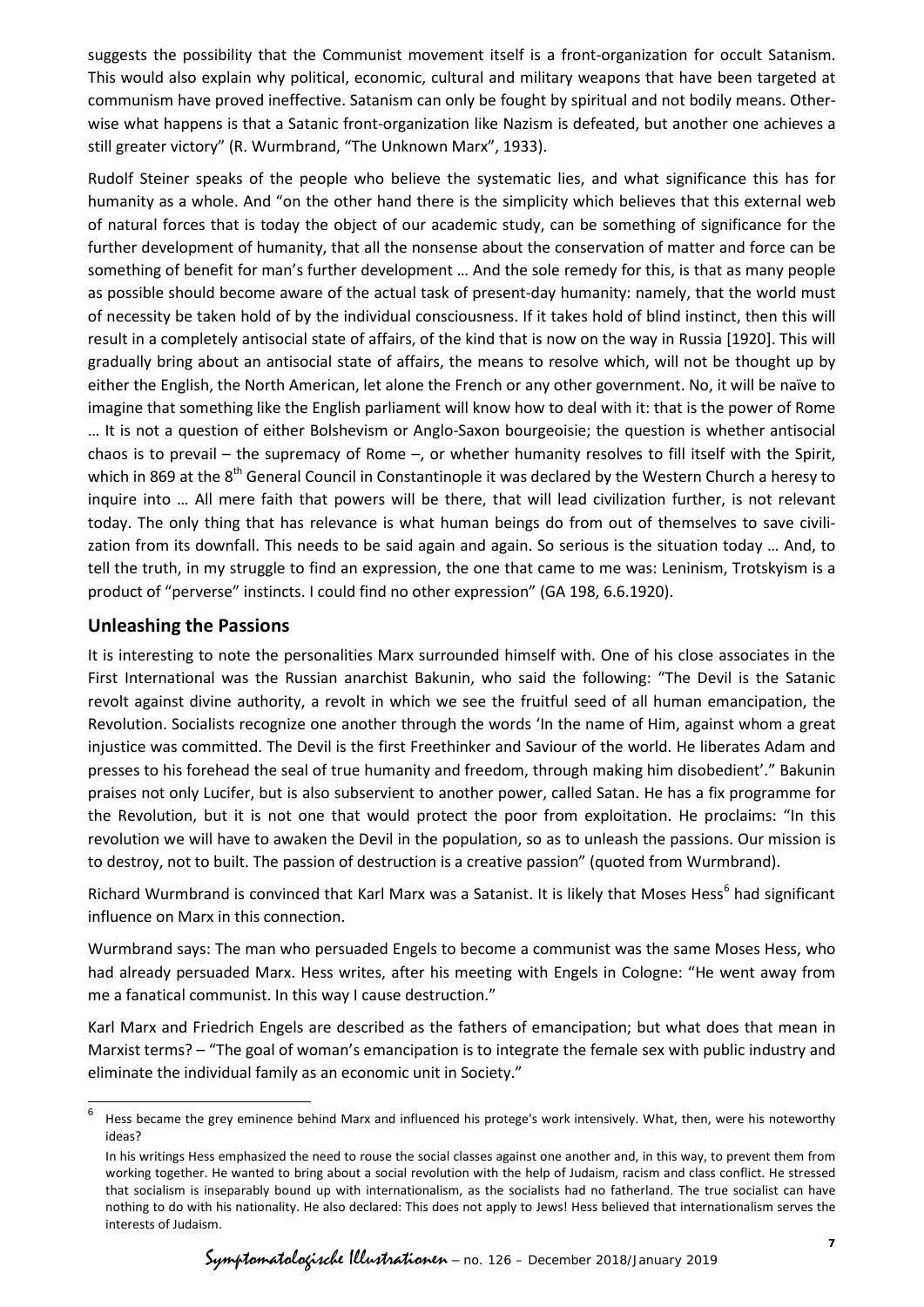suggests the possibility that the Communist movement itself is a front-organization for occult Satanism. This would also explain why political, economic, cultural and military weapons that have been targeted at communism have proved ineffective. Satanism can only be fought by spiritual and not bodily means. Otherwise what happens is that a Satanic front-organization like Nazism is defeated, but another one achieves a still greater victory" (R. Wurmbrand, "The Unknown Marx", 1933).

Rudolf Steiner speaks of the people who believe the systematic lies, and what significance this has for humanity as a whole. And "on the other hand there is the simplicity which believes that this external web of natural forces that is today the object of our academic study, can be something of significance for the further development of humanity, that all the nonsense about the conservation of matter and force can be something of benefit for man's further development … And the sole remedy for this, is that as many people as possible should become aware of the actual task of present-day humanity: namely, that the world must of necessity be taken hold of by the individual consciousness. If it takes hold of blind instinct, then this will result in a completely antisocial state of affairs, of the kind that is now on the way in Russia [1920]. This will gradually bring about an antisocial state of affairs, the means to resolve which, will not be thought up by either the English, the North American, let alone the French or any other government. No, it will be naïve to imagine that something like the English parliament will know how to deal with it: that is the power of Rome … It is not a question of either Bolshevism or Anglo-Saxon bourgeoisie; the question is whether antisocial chaos is to prevail – the supremacy of Rome –, or whether humanity resolves to fill itself with the Spirit, which in 869 at the 8th General Council in Constantinople it was declared by the Western Church a heresy to inquire into … All mere faith that powers will be there, that will lead civilization further, is not relevant today. The only thing that has relevance is what human beings do from out of themselves to save civilization from its downfall. This needs to be said again and again. So serious is the situation today … And, to tell the truth, in my struggle to find an expression, the one that came to me was: Leninism, Trotskyism is a product of "perverse" instincts. I could find no other expression" (GA 198, 6.6.1920).

## Unleashing the Passions

It is interesting to note the personalities Marx surrounded himself with. One of his close associates in the First International was the Russian anarchist Bakunin, who said the following: "The Devil is the Satanic revolt against divine authority, a revolt in which we see the fruitful seed of all human emancipation, the Revolution. Socialists recognize one another through the words 'In the name of Him, against whom a great injustice was committed. The Devil is the first Freethinker and Saviour of the world. He liberates Adam and presses to his forehead the seal of true humanity and freedom, through making him disobedient'." Bakunin praises not only Lucifer, but is also subservient to another power, called Satan. He has a fix programme for the Revolution, but it is not one that would protect the poor from exploitation. He proclaims: "In this revolution we will have to awaken the Devil in the population, so as to unleash the passions. Our mission is to destroy, not to built. The passion of destruction is a creative passion" (quoted from Wurmbrand).

Richard Wurmbrand is convinced that Karl Marx was a Satanist. It is likely that Moses Hess[6] had significant influence on Marx in this connection.

Wurmbrand says: The man who persuaded Engels to become a communist was the same Moses Hess, who had already persuaded Marx. Hess writes, after his meeting with Engels in Cologne: "He went away from me a fanatical communist. In this way I cause destruction."

Karl Marx and Friedrich Engels are described as the fathers of emancipation; but what does that mean in Marxist terms? – "The goal of woman's emancipation is to integrate the female sex with public industry and eliminate the individual family as an economic unit in Society."

---

[6] Hess became the grey eminence behind Marx and influenced his protege's work intensively. What, then, were his noteworthy ideas?

In his writings Hess emphasized the need to rouse the social classes against one another and, in this way, to prevent them from working together. He wanted to bring about a social revolution with the help of Judaism, racism and class conflict. He stressed that socialism is inseparably bound up with internationalism, as the socialists had no fatherland. The true socialist can have nothing to do with his nationality. He also declared: This does not apply to Jews! Hess believed that internationalism serves the interests of Judaism.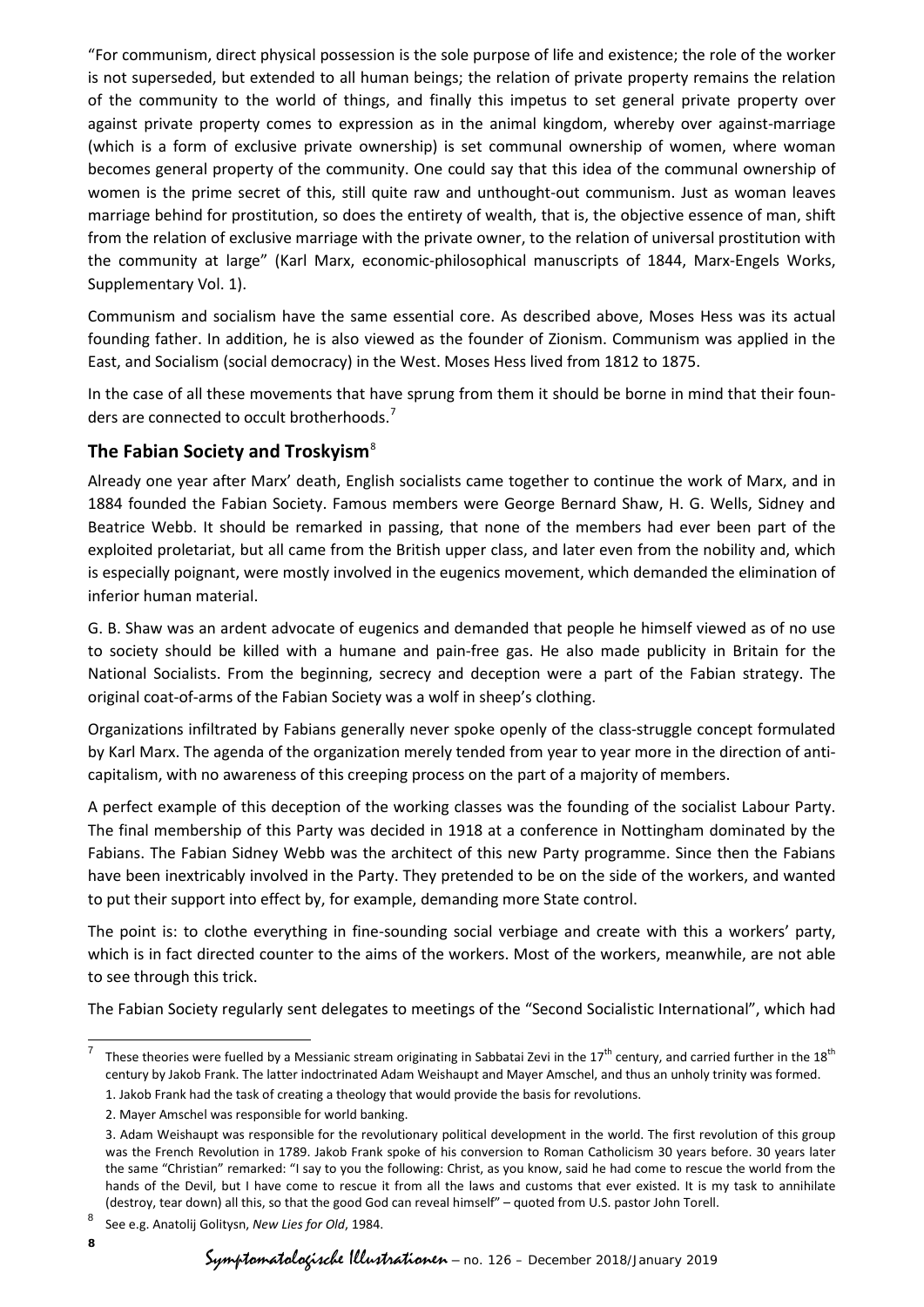"For communism, direct physical possession is the sole purpose of life and existence; the role of the worker is not superseded, but extended to all human beings; the relation of private property remains the relation of the community to the world of things, and finally this impetus to set general private property over against private property comes to expression as in the animal kingdom, whereby over against-marriage (which is a form of exclusive private ownership) is set communal ownership of women, where woman becomes general property of the community. One could say that this idea of the communal ownership of women is the prime secret of this, still quite raw and unthought-out communism. Just as woman leaves marriage behind for prostitution, so does the entirety of wealth, that is, the objective essence of man, shift from the relation of exclusive marriage with the private owner, to the relation of universal prostitution with the community at large" (Karl Marx, economic-philosophical manuscripts of 1844, Marx-Engels Works, Supplementary Vol. 1).

Communism and socialism have the same essential core. As described above, Moses Hess was its actual founding father. In addition, he is also viewed as the founder of Zionism. Communism was applied in the East, and Socialism (social democracy) in the West. Moses Hess lived from 1812 to 1875.

In the case of all these movements that have sprung from them it should be borne in mind that their founders are connected to occult brotherhoods.[7]

## The Fabian Society and Troskyism[8]

Already one year after Marx' death, English socialists came together to continue the work of Marx, and in 1884 founded the Fabian Society. Famous members were George Bernard Shaw, H. G. Wells, Sidney and Beatrice Webb. It should be remarked in passing, that none of the members had ever been part of the exploited proletariat, but all came from the British upper class, and later even from the nobility and, which is especially poignant, were mostly involved in the eugenics movement, which demanded the elimination of inferior human material.

G. B. Shaw was an ardent advocate of eugenics and demanded that people he himself viewed as of no use to society should be killed with a humane and pain-free gas. He also made publicity in Britain for the National Socialists. From the beginning, secrecy and deception were a part of the Fabian strategy. The original coat-of-arms of the Fabian Society was a wolf in sheep's clothing.

Organizations infiltrated by Fabians generally never spoke openly of the class-struggle concept formulated by Karl Marx. The agenda of the organization merely tended from year to year more in the direction of anti-capitalism, with no awareness of this creeping process on the part of a majority of members.

A perfect example of this deception of the working classes was the founding of the socialist Labour Party. The final membership of this Party was decided in 1918 at a conference in Nottingham dominated by the Fabians. The Fabian Sidney Webb was the architect of this new Party programme. Since then the Fabians have been inextricably involved in the Party. They pretended to be on the side of the workers, and wanted to put their support into effect by, for example, demanding more State control.

The point is: to clothe everything in fine-sounding social verbiage and create with this a workers' party, which is in fact directed counter to the aims of the workers. Most of the workers, meanwhile, are not able to see through this trick.

The Fabian Society regularly sent delegates to meetings of the "Second Socialistic International", which had

---

[7] These theories were fuelled by a Messianic stream originating in Sabbatai Zevi in the 17th century, and carried further in the 18th century by Jakob Frank. The latter indoctrinated Adam Weishaupt and Mayer Amschel, and thus an unholy trinity was formed.

1. Jakob Frank had the task of creating a theology that would provide the basis for revolutions.

2. Mayer Amschel was responsible for world banking.

3. Adam Weishaupt was responsible for the revolutionary political development in the world. The first revolution of this group was the French Revolution in 1789. Jakob Frank spoke of his conversion to Roman Catholicism 30 years before. 30 years later the same "Christian" remarked: "I say to you the following: Christ, as you know, said he had come to rescue the world from the hands of the Devil, but I have come to rescue it from all the laws and customs that ever existed. It is my task to annihilate (destroy, tear down) all this, so that the good God can reveal himself" – quoted from U.S. pastor John Torell.

[8] See e.g. Anatolij Golitysn, *New Lies for Old*, 1984.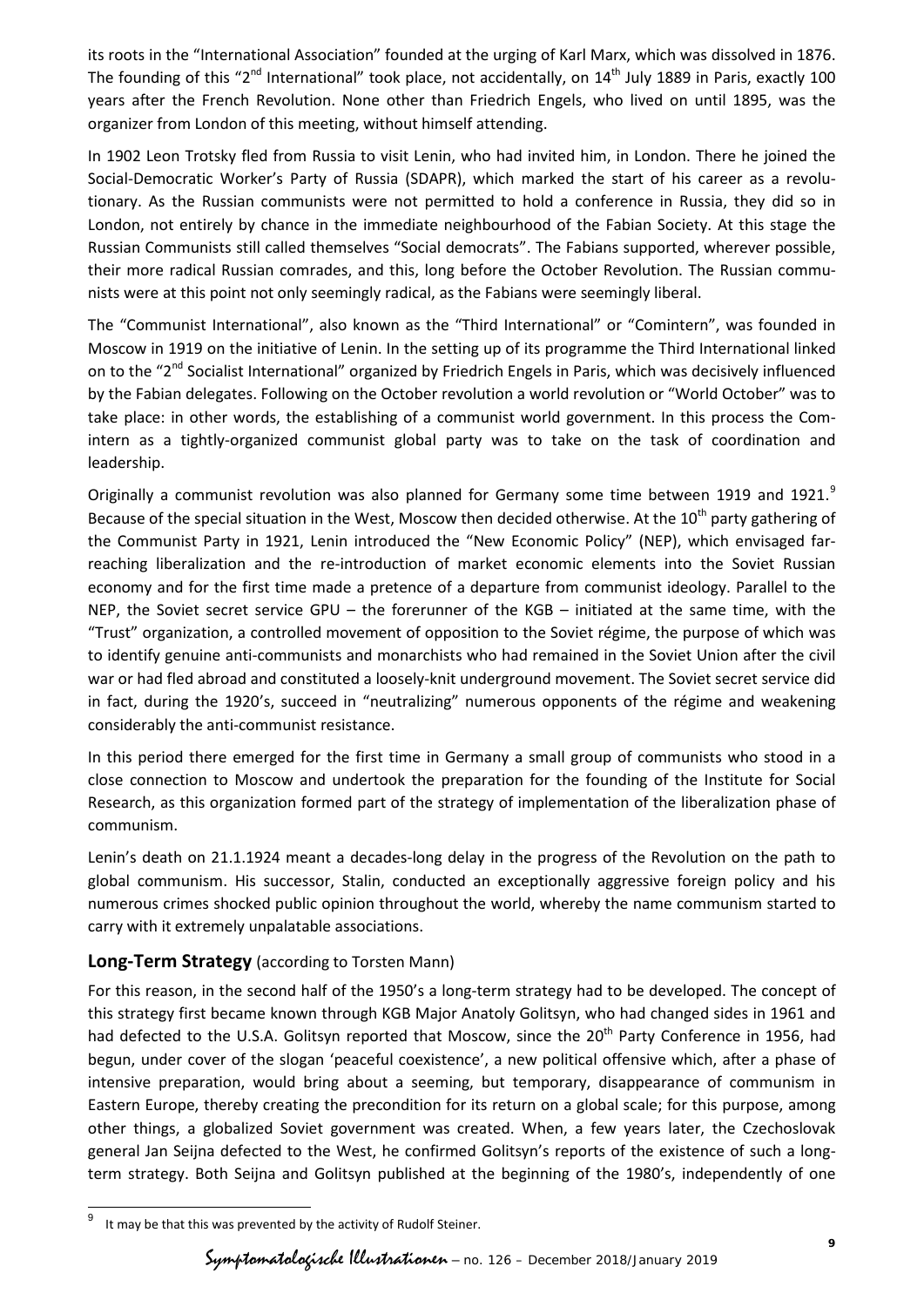its roots in the "International Association" founded at the urging of Karl Marx, which was dissolved in 1876. The founding of this "2nd International" took place, not accidentally, on 14th July 1889 in Paris, exactly 100 years after the French Revolution. None other than Friedrich Engels, who lived on until 1895, was the organizer from London of this meeting, without himself attending.

In 1902 Leon Trotsky fled from Russia to visit Lenin, who had invited him, in London. There he joined the Social-Democratic Worker's Party of Russia (SDAPR), which marked the start of his career as a revolutionary. As the Russian communists were not permitted to hold a conference in Russia, they did so in London, not entirely by chance in the immediate neighbourhood of the Fabian Society. At this stage the Russian Communists still called themselves "Social democrats". The Fabians supported, wherever possible, their more radical Russian comrades, and this, long before the October Revolution. The Russian communists were at this point not only seemingly radical, as the Fabians were seemingly liberal.

The "Communist International", also known as the "Third International" or "Comintern", was founded in Moscow in 1919 on the initiative of Lenin. In the setting up of its programme the Third International linked on to the "2nd Socialist International" organized by Friedrich Engels in Paris, which was decisively influenced by the Fabian delegates. Following on the October revolution a world revolution or "World October" was to take place: in other words, the establishing of a communist world government. In this process the Comintern as a tightly-organized communist global party was to take on the task of coordination and leadership.

Originally a communist revolution was also planned for Germany some time between 1919 and 1921.[9] Because of the special situation in the West, Moscow then decided otherwise. At the 10th party gathering of the Communist Party in 1921, Lenin introduced the "New Economic Policy" (NEP), which envisaged far-reaching liberalization and the re-introduction of market economic elements into the Soviet Russian economy and for the first time made a pretence of a departure from communist ideology. Parallel to the NEP, the Soviet secret service GPU – the forerunner of the KGB – initiated at the same time, with the "Trust" organization, a controlled movement of opposition to the Soviet régime, the purpose of which was to identify genuine anti-communists and monarchists who had remained in the Soviet Union after the civil war or had fled abroad and constituted a loosely-knit underground movement. The Soviet secret service did in fact, during the 1920's, succeed in "neutralizing" numerous opponents of the régime and weakening considerably the anti-communist resistance.

In this period there emerged for the first time in Germany a small group of communists who stood in a close connection to Moscow and undertook the preparation for the founding of the Institute for Social Research, as this organization formed part of the strategy of implementation of the liberalization phase of communism.

Lenin's death on 21.1.1924 meant a decades-long delay in the progress of the Revolution on the path to global communism. His successor, Stalin, conducted an exceptionally aggressive foreign policy and his numerous crimes shocked public opinion throughout the world, whereby the name communism started to carry with it extremely unpalatable associations.

## Long-Term Strategy (according to Torsten Mann)

For this reason, in the second half of the 1950's a long-term strategy had to be developed. The concept of this strategy first became known through KGB Major Anatoly Golitsyn, who had changed sides in 1961 and had defected to the U.S.A. Golitsyn reported that Moscow, since the 20th Party Conference in 1956, had begun, under cover of the slogan 'peaceful coexistence', a new political offensive which, after a phase of intensive preparation, would bring about a seeming, but temporary, disappearance of communism in Eastern Europe, thereby creating the precondition for its return on a global scale; for this purpose, among other things, a globalized Soviet government was created. When, a few years later, the Czechoslovak general Jan Seijna defected to the West, he confirmed Golitsyn's reports of the existence of such a long-term strategy. Both Seijna and Golitsyn published at the beginning of the 1980's, independently of one

---

[9] It may be that this was prevented by the activity of Rudolf Steiner.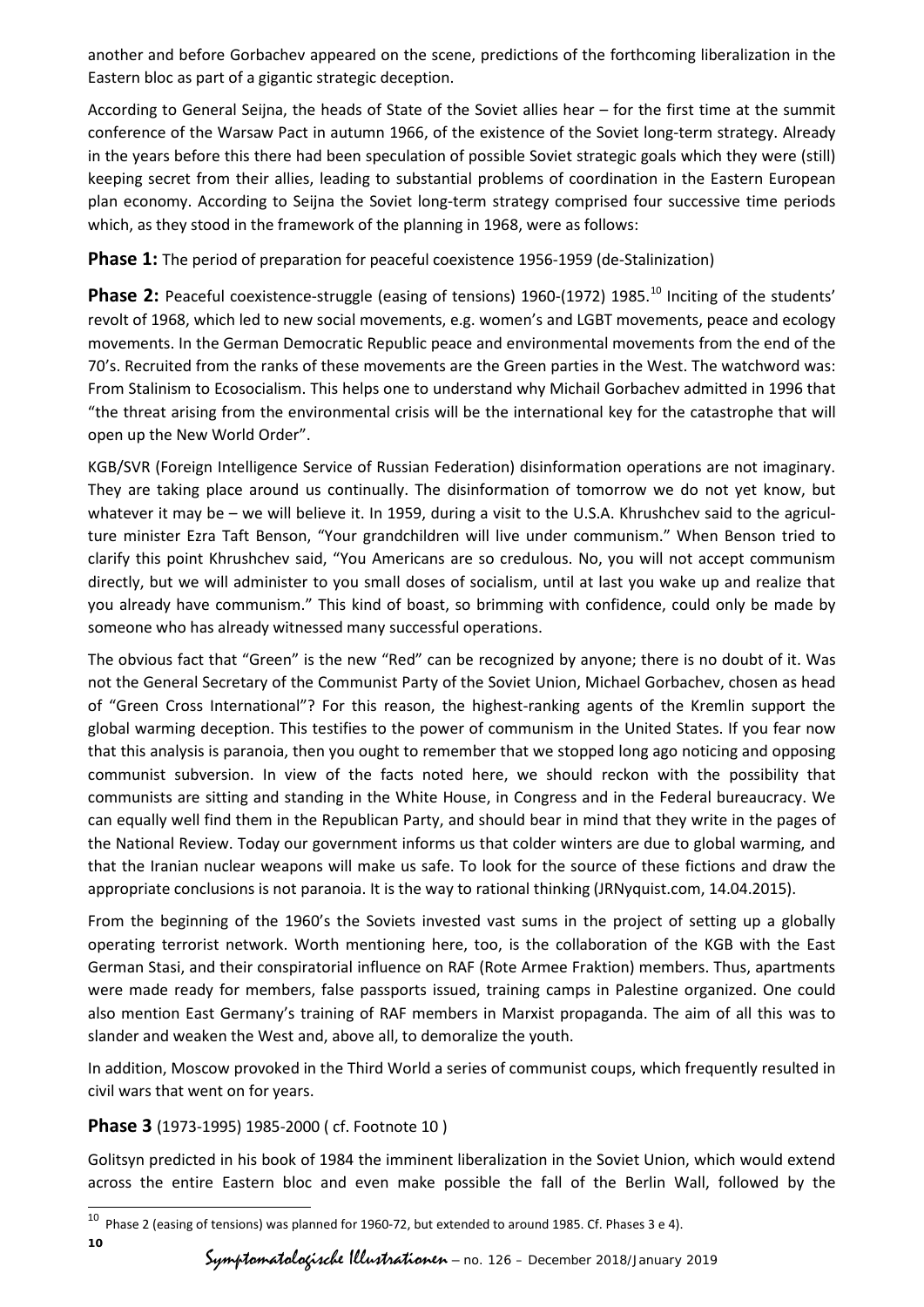another and before Gorbachev appeared on the scene, predictions of the forthcoming liberalization in the Eastern bloc as part of a gigantic strategic deception.

According to General Seijna, the heads of State of the Soviet allies hear – for the first time at the summit conference of the Warsaw Pact in autumn 1966, of the existence of the Soviet long-term strategy. Already in the years before this there had been speculation of possible Soviet strategic goals which they were (still) keeping secret from their allies, leading to substantial problems of coordination in the Eastern European plan economy. According to Seijna the Soviet long-term strategy comprised four successive time periods which, as they stood in the framework of the planning in 1968, were as follows:

**Phase 1:** The period of preparation for peaceful coexistence 1956-1959 (de-Stalinization)

**Phase 2:** Peaceful coexistence-struggle (easing of tensions) 1960-(1972) 1985.[10] Inciting of the students' revolt of 1968, which led to new social movements, e.g. women's and LGBT movements, peace and ecology movements. In the German Democratic Republic peace and environmental movements from the end of the 70's. Recruited from the ranks of these movements are the Green parties in the West. The watchword was: From Stalinism to Ecosocialism. This helps one to understand why Michail Gorbachev admitted in 1996 that "the threat arising from the environmental crisis will be the international key for the catastrophe that will open up the New World Order".

KGB/SVR (Foreign Intelligence Service of Russian Federation) disinformation operations are not imaginary. They are taking place around us continually. The disinformation of tomorrow we do not yet know, but whatever it may be – we will believe it. In 1959, during a visit to the U.S.A. Khrushchev said to the agriculture minister Ezra Taft Benson, "Your grandchildren will live under communism." When Benson tried to clarify this point Khrushchev said, "You Americans are so credulous. No, you will not accept communism directly, but we will administer to you small doses of socialism, until at last you wake up and realize that you already have communism." This kind of boast, so brimming with confidence, could only be made by someone who has already witnessed many successful operations.

The obvious fact that "Green" is the new "Red" can be recognized by anyone; there is no doubt of it. Was not the General Secretary of the Communist Party of the Soviet Union, Michael Gorbachev, chosen as head of "Green Cross International"? For this reason, the highest-ranking agents of the Kremlin support the global warming deception. This testifies to the power of communism in the United States. If you fear now that this analysis is paranoia, then you ought to remember that we stopped long ago noticing and opposing communist subversion. In view of the facts noted here, we should reckon with the possibility that communists are sitting and standing in the White House, in Congress and in the Federal bureaucracy. We can equally well find them in the Republican Party, and should bear in mind that they write in the pages of the National Review. Today our government informs us that colder winters are due to global warming, and that the Iranian nuclear weapons will make us safe. To look for the source of these fictions and draw the appropriate conclusions is not paranoia. It is the way to rational thinking (JRNyquist.com, 14.04.2015).

From the beginning of the 1960's the Soviets invested vast sums in the project of setting up a globally operating terrorist network. Worth mentioning here, too, is the collaboration of the KGB with the East German Stasi, and their conspiratorial influence on RAF (Rote Armee Fraktion) members. Thus, apartments were made ready for members, false passports issued, training camps in Palestine organized. One could also mention East Germany's training of RAF members in Marxist propaganda. The aim of all this was to slander and weaken the West and, above all, to demoralize the youth.

In addition, Moscow provoked in the Third World a series of communist coups, which frequently resulted in civil wars that went on for years.

**Phase 3** (1973-1995) 1985-2000 ( cf. Footnote 10 )

Golitsyn predicted in his book of 1984 the imminent liberalization in the Soviet Union, which would extend across the entire Eastern bloc and even make possible the fall of the Berlin Wall, followed by the

---

[10] Phase 2 (easing of tensions) was planned for 1960-72, but extended to around 1985. Cf. Phases 3 e 4).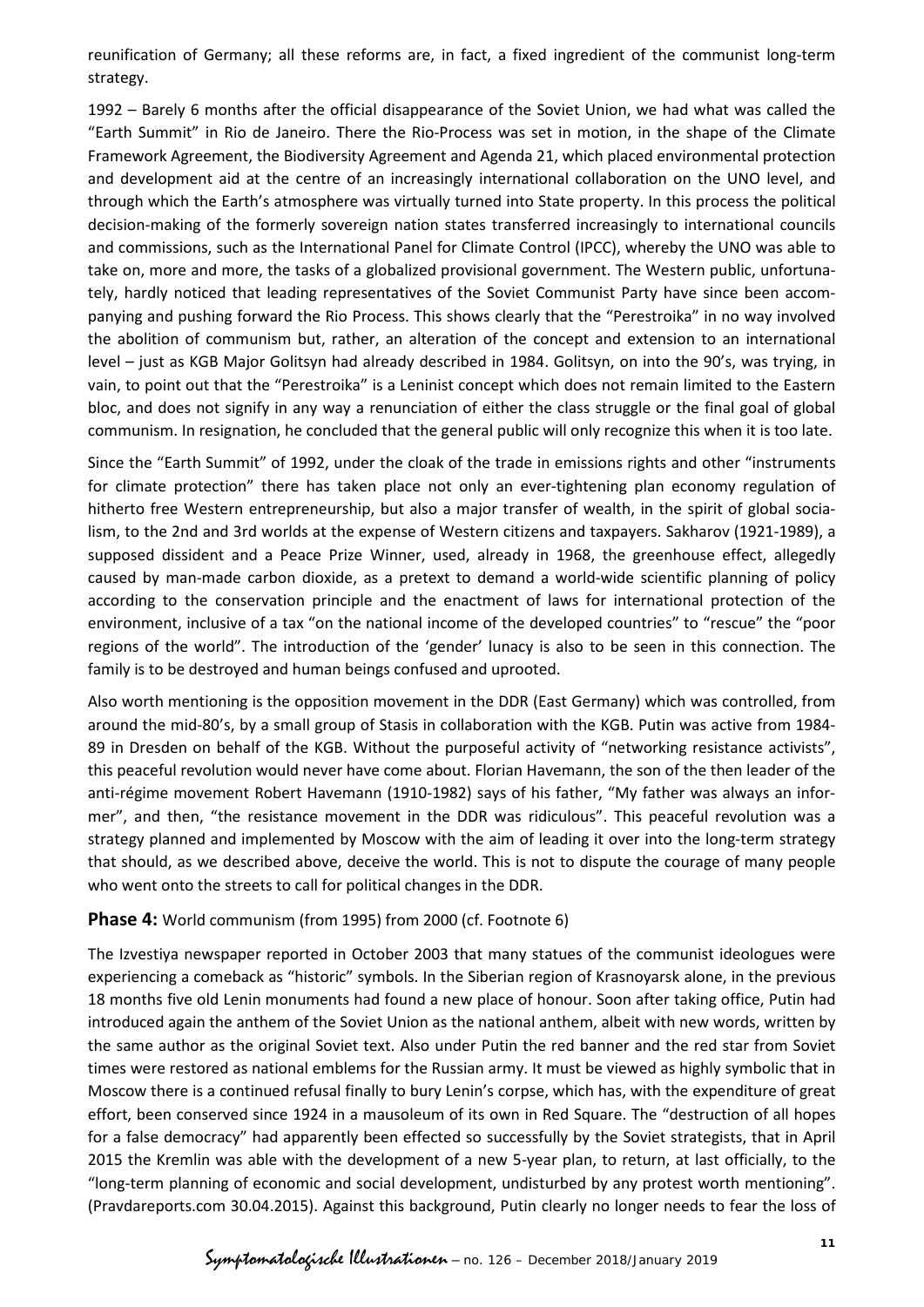reunification of Germany; all these reforms are, in fact, a fixed ingredient of the communist long-term strategy.

1992 – Barely 6 months after the official disappearance of the Soviet Union, we had what was called the "Earth Summit" in Rio de Janeiro. There the Rio-Process was set in motion, in the shape of the Climate Framework Agreement, the Biodiversity Agreement and Agenda 21, which placed environmental protection and development aid at the centre of an increasingly international collaboration on the UNO level, and through which the Earth's atmosphere was virtually turned into State property. In this process the political decision-making of the formerly sovereign nation states transferred increasingly to international councils and commissions, such as the International Panel for Climate Control (IPCC), whereby the UNO was able to take on, more and more, the tasks of a globalized provisional government. The Western public, unfortunately, hardly noticed that leading representatives of the Soviet Communist Party have since been accompanying and pushing forward the Rio Process. This shows clearly that the "Perestroika" in no way involved the abolition of communism but, rather, an alteration of the concept and extension to an international level – just as KGB Major Golitsyn had already described in 1984. Golitsyn, on into the 90's, was trying, in vain, to point out that the "Perestroika" is a Leninist concept which does not remain limited to the Eastern bloc, and does not signify in any way a renunciation of either the class struggle or the final goal of global communism. In resignation, he concluded that the general public will only recognize this when it is too late.

Since the "Earth Summit" of 1992, under the cloak of the trade in emissions rights and other "instruments for climate protection" there has taken place not only an ever-tightening plan economy regulation of hitherto free Western entrepreneurship, but also a major transfer of wealth, in the spirit of global socialism, to the 2nd and 3rd worlds at the expense of Western citizens and taxpayers. Sakharov (1921-1989), a supposed dissident and a Peace Prize Winner, used, already in 1968, the greenhouse effect, allegedly caused by man-made carbon dioxide, as a pretext to demand a world-wide scientific planning of policy according to the conservation principle and the enactment of laws for international protection of the environment, inclusive of a tax "on the national income of the developed countries" to "rescue" the "poor regions of the world". The introduction of the 'gender' lunacy is also to be seen in this connection. The family is to be destroyed and human beings confused and uprooted.

Also worth mentioning is the opposition movement in the DDR (East Germany) which was controlled, from around the mid-80's, by a small group of Stasis in collaboration with the KGB. Putin was active from 1984-89 in Dresden on behalf of the KGB. Without the purposeful activity of "networking resistance activists", this peaceful revolution would never have come about. Florian Havemann, the son of the then leader of the anti-régime movement Robert Havemann (1910-1982) says of his father, "My father was always an informer", and then, "the resistance movement in the DDR was ridiculous". This peaceful revolution was a strategy planned and implemented by Moscow with the aim of leading it over into the long-term strategy that should, as we described above, deceive the world. This is not to dispute the courage of many people who went onto the streets to call for political changes in the DDR.

**Phase 4:** World communism (from 1995) from 2000 (cf. Footnote 6)

The Izvestiya newspaper reported in October 2003 that many statues of the communist ideologues were experiencing a comeback as "historic" symbols. In the Siberian region of Krasnoyarsk alone, in the previous 18 months five old Lenin monuments had found a new place of honour. Soon after taking office, Putin had introduced again the anthem of the Soviet Union as the national anthem, albeit with new words, written by the same author as the original Soviet text. Also under Putin the red banner and the red star from Soviet times were restored as national emblems for the Russian army. It must be viewed as highly symbolic that in Moscow there is a continued refusal finally to bury Lenin's corpse, which has, with the expenditure of great effort, been conserved since 1924 in a mausoleum of its own in Red Square. The "destruction of all hopes for a false democracy" had apparently been effected so successfully by the Soviet strategists, that in April 2015 the Kremlin was able with the development of a new 5-year plan, to return, at last officially, to the "long-term planning of economic and social development, undisturbed by any protest worth mentioning". (Pravdareports.com 30.04.2015). Against this background, Putin clearly no longer needs to fear the loss of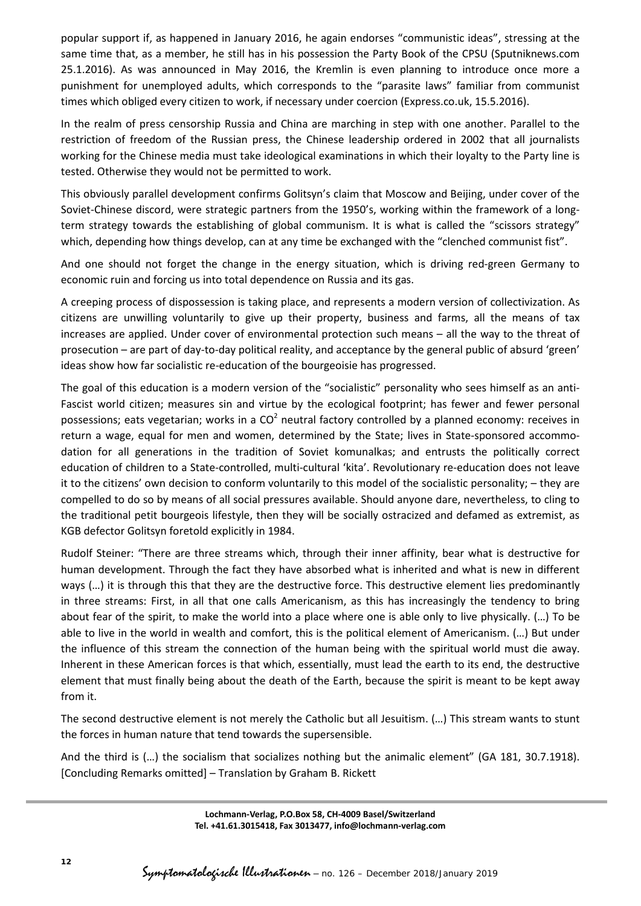popular support if, as happened in January 2016, he again endorses "communistic ideas", stressing at the same time that, as a member, he still has in his possession the Party Book of the CPSU (Sputniknews.com 25.1.2016). As was announced in May 2016, the Kremlin is even planning to introduce once more a punishment for unemployed adults, which corresponds to the "parasite laws" familiar from communist times which obliged every citizen to work, if necessary under coercion (Express.co.uk, 15.5.2016).

In the realm of press censorship Russia and China are marching in step with one another. Parallel to the restriction of freedom of the Russian press, the Chinese leadership ordered in 2002 that all journalists working for the Chinese media must take ideological examinations in which their loyalty to the Party line is tested. Otherwise they would not be permitted to work.

This obviously parallel development confirms Golitsyn's claim that Moscow and Beijing, under cover of the Soviet-Chinese discord, were strategic partners from the 1950's, working within the framework of a long-term strategy towards the establishing of global communism. It is what is called the "scissors strategy" which, depending how things develop, can at any time be exchanged with the "clenched communist fist".

And one should not forget the change in the energy situation, which is driving red-green Germany to economic ruin and forcing us into total dependence on Russia and its gas.

A creeping process of dispossession is taking place, and represents a modern version of collectivization. As citizens are unwilling voluntarily to give up their property, business and farms, all the means of tax increases are applied. Under cover of environmental protection such means – all the way to the threat of prosecution – are part of day-to-day political reality, and acceptance by the general public of absurd 'green' ideas show how far socialistic re-education of the bourgeoisie has progressed.

The goal of this education is a modern version of the "socialistic" personality who sees himself as an anti-Fascist world citizen; measures sin and virtue by the ecological footprint; has fewer and fewer personal possessions; eats vegetarian; works in a $CO^2$ neutral factory controlled by a planned economy: receives in return a wage, equal for men and women, determined by the State; lives in State-sponsored accommodation for all generations in the tradition of Soviet komunalkas; and entrusts the politically correct education of children to a State-controlled, multi-cultural 'kita'. Revolutionary re-education does not leave it to the citizens' own decision to conform voluntarily to this model of the socialistic personality; – they are compelled to do so by means of all social pressures available. Should anyone dare, nevertheless, to cling to the traditional petit bourgeois lifestyle, then they will be socially ostracized and defamed as extremist, as KGB defector Golitsyn foretold explicitly in 1984.

Rudolf Steiner: "There are three streams which, through their inner affinity, bear what is destructive for human development. Through the fact they have absorbed what is inherited and what is new in different ways (…) it is through this that they are the destructive force. This destructive element lies predominantly in three streams: First, in all that one calls Americanism, as this has increasingly the tendency to bring about fear of the spirit, to make the world into a place where one is able only to live physically. (…) To be able to live in the world in wealth and comfort, this is the political element of Americanism. (…) But under the influence of this stream the connection of the human being with the spiritual world must die away. Inherent in these American forces is that which, essentially, must lead the earth to its end, the destructive element that must finally being about the death of the Earth, because the spirit is meant to be kept away from it.

The second destructive element is not merely the Catholic but all Jesuitism. (…) This stream wants to stunt the forces in human nature that tend towards the supersensible.

And the third is (…) the socialism that socializes nothing but the animalic element" (GA 181, 30.7.1918). [Concluding Remarks omitted] – Translation by Graham B. Rickett

**Lochmann-Verlag, P.O.Box 58, CH-4009 Basel/Switzerland**
**Tel. +41.61.3015418, Fax 3013477, info@lochmann-verlag.com**